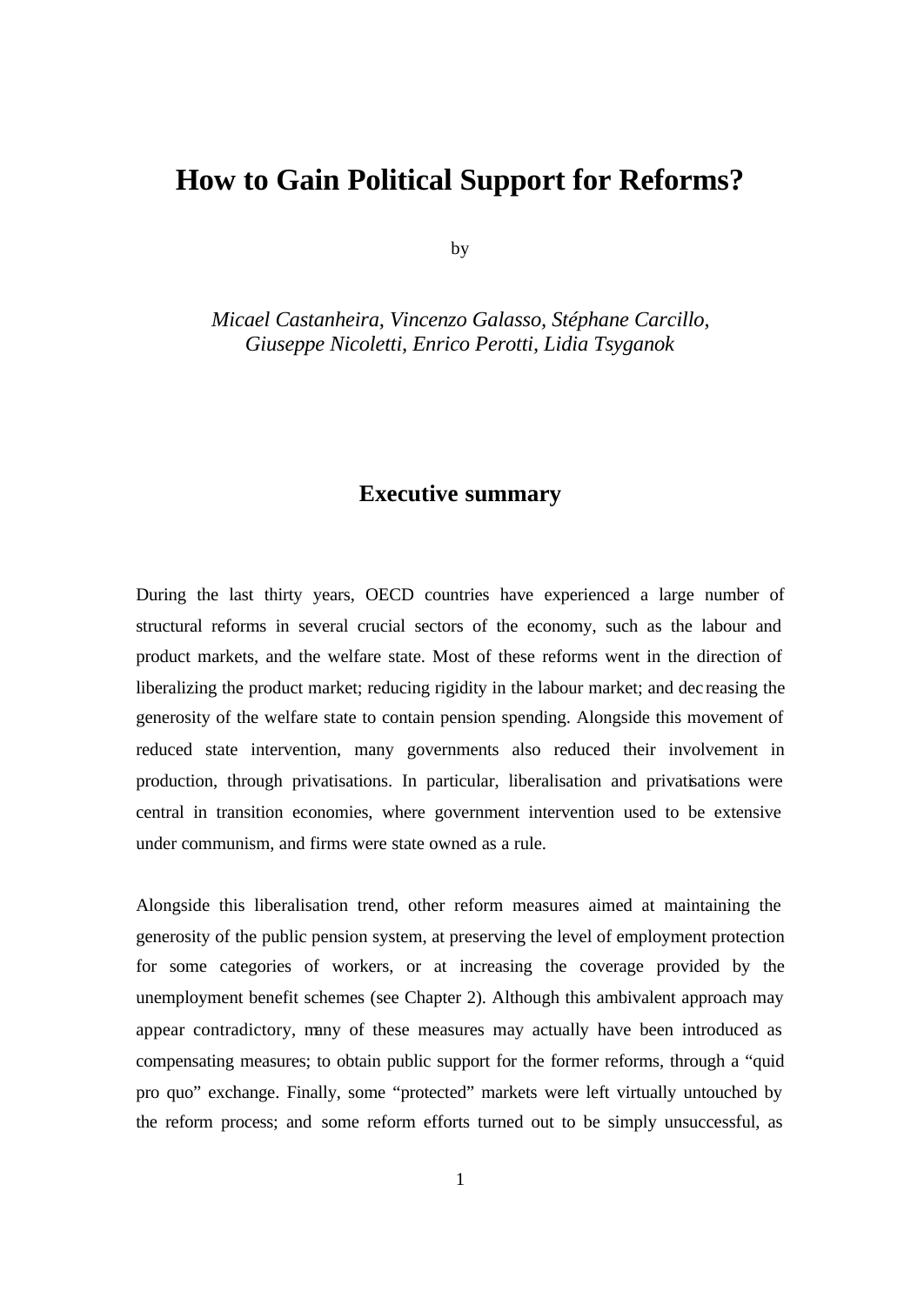# How to Gain Political Support for Reforms?

by

*Micael Castanheira, Vincenzo Galasso, Stéphane Carcillo,*
*Giuseppe Nicoletti, Enrico Perotti, Lidia Tsyganok*

## Executive summary

During the last thirty years, OECD countries have experienced a large number of structural reforms in several crucial sectors of the economy, such as the labour and product markets, and the welfare state. Most of these reforms went in the direction of liberalizing the product market; reducing rigidity in the labour market; and decreasing the generosity of the welfare state to contain pension spending. Alongside this movement of reduced state intervention, many governments also reduced their involvement in production, through privatisations. In particular, liberalisation and privatisations were central in transition economies, where government intervention used to be extensive under communism, and firms were state owned as a rule.

Alongside this liberalisation trend, other reform measures aimed at maintaining the generosity of the public pension system, at preserving the level of employment protection for some categories of workers, or at increasing the coverage provided by the unemployment benefit schemes (see Chapter 2). Although this ambivalent approach may appear contradictory, many of these measures may actually have been introduced as compensating measures; to obtain public support for the former reforms, through a "quid pro quo" exchange. Finally, some "protected" markets were left virtually untouched by the reform process; and some reform efforts turned out to be simply unsuccessful, as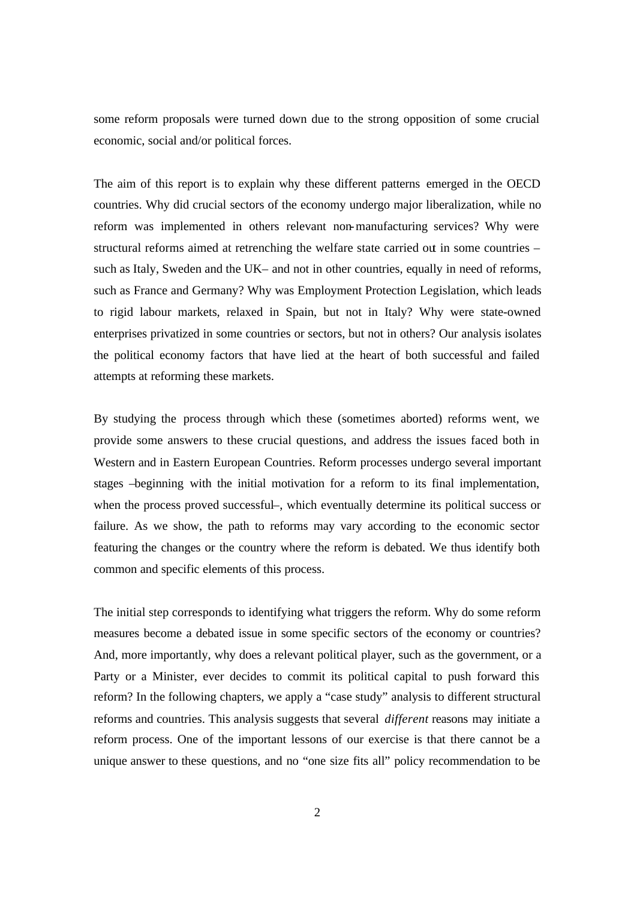some reform proposals were turned down due to the strong opposition of some crucial economic, social and/or political forces.

The aim of this report is to explain why these different patterns emerged in the OECD countries. Why did crucial sectors of the economy undergo major liberalization, while no reform was implemented in others relevant non-manufacturing services? Why were structural reforms aimed at retrenching the welfare state carried out in some countries – such as Italy, Sweden and the UK– and not in other countries, equally in need of reforms, such as France and Germany? Why was Employment Protection Legislation, which leads to rigid labour markets, relaxed in Spain, but not in Italy? Why were state-owned enterprises privatized in some countries or sectors, but not in others? Our analysis isolates the political economy factors that have lied at the heart of both successful and failed attempts at reforming these markets.

By studying the process through which these (sometimes aborted) reforms went, we provide some answers to these crucial questions, and address the issues faced both in Western and in Eastern European Countries. Reform processes undergo several important stages –beginning with the initial motivation for a reform to its final implementation, when the process proved successful–, which eventually determine its political success or failure. As we show, the path to reforms may vary according to the economic sector featuring the changes or the country where the reform is debated. We thus identify both common and specific elements of this process.

The initial step corresponds to identifying what triggers the reform. Why do some reform measures become a debated issue in some specific sectors of the economy or countries? And, more importantly, why does a relevant political player, such as the government, or a Party or a Minister, ever decides to commit its political capital to push forward this reform? In the following chapters, we apply a "case study" analysis to different structural reforms and countries. This analysis suggests that several *different* reasons may initiate a reform process. One of the important lessons of our exercise is that there cannot be a unique answer to these questions, and no "one size fits all" policy recommendation to be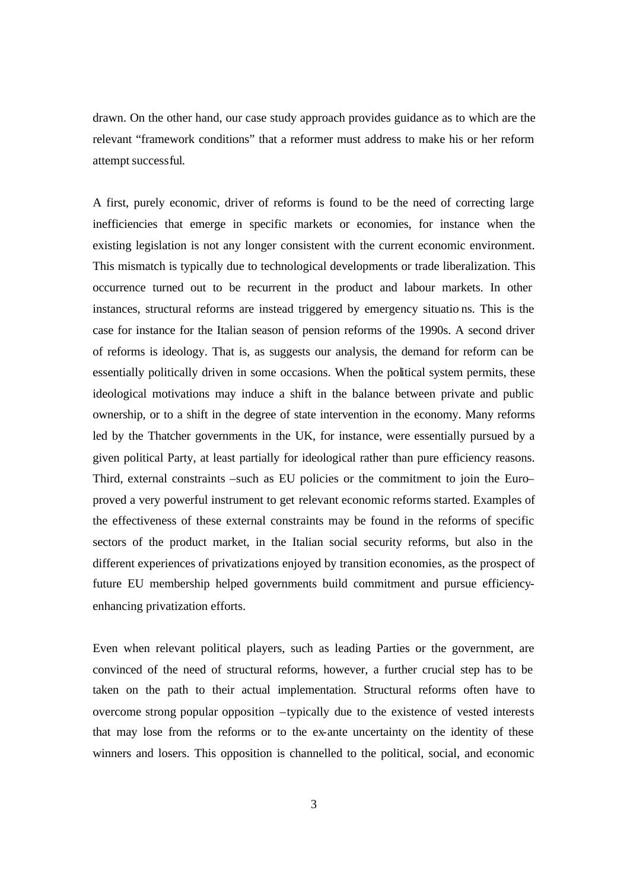drawn. On the other hand, our case study approach provides guidance as to which are the relevant "framework conditions" that a reformer must address to make his or her reform attempt successful.

A first, purely economic, driver of reforms is found to be the need of correcting large inefficiencies that emerge in specific markets or economies, for instance when the existing legislation is not any longer consistent with the current economic environment. This mismatch is typically due to technological developments or trade liberalization. This occurrence turned out to be recurrent in the product and labour markets. In other instances, structural reforms are instead triggered by emergency situations. This is the case for instance for the Italian season of pension reforms of the 1990s. A second driver of reforms is ideology. That is, as suggests our analysis, the demand for reform can be essentially politically driven in some occasions. When the political system permits, these ideological motivations may induce a shift in the balance between private and public ownership, or to a shift in the degree of state intervention in the economy. Many reforms led by the Thatcher governments in the UK, for instance, were essentially pursued by a given political Party, at least partially for ideological rather than pure efficiency reasons. Third, external constraints –such as EU policies or the commitment to join the Euro– proved a very powerful instrument to get relevant economic reforms started. Examples of the effectiveness of these external constraints may be found in the reforms of specific sectors of the product market, in the Italian social security reforms, but also in the different experiences of privatizations enjoyed by transition economies, as the prospect of future EU membership helped governments build commitment and pursue efficiency-enhancing privatization efforts.

Even when relevant political players, such as leading Parties or the government, are convinced of the need of structural reforms, however, a further crucial step has to be taken on the path to their actual implementation. Structural reforms often have to overcome strong popular opposition –typically due to the existence of vested interests that may lose from the reforms or to the ex-ante uncertainty on the identity of these winners and losers. This opposition is channelled to the political, social, and economic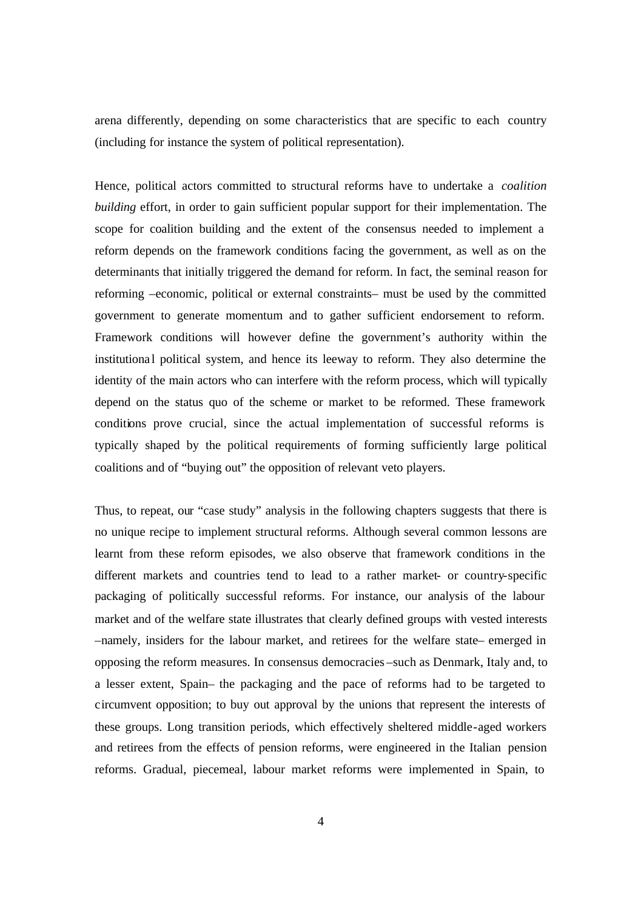arena differently, depending on some characteristics that are specific to each country (including for instance the system of political representation).

Hence, political actors committed to structural reforms have to undertake a *coalition building* effort, in order to gain sufficient popular support for their implementation. The scope for coalition building and the extent of the consensus needed to implement a reform depends on the framework conditions facing the government, as well as on the determinants that initially triggered the demand for reform. In fact, the seminal reason for reforming –economic, political or external constraints– must be used by the committed government to generate momentum and to gather sufficient endorsement to reform. Framework conditions will however define the government's authority within the institutional political system, and hence its leeway to reform. They also determine the identity of the main actors who can interfere with the reform process, which will typically depend on the status quo of the scheme or market to be reformed. These framework conditions prove crucial, since the actual implementation of successful reforms is typically shaped by the political requirements of forming sufficiently large political coalitions and of "buying out" the opposition of relevant veto players.

Thus, to repeat, our "case study" analysis in the following chapters suggests that there is no unique recipe to implement structural reforms. Although several common lessons are learnt from these reform episodes, we also observe that framework conditions in the different markets and countries tend to lead to a rather market- or country-specific packaging of politically successful reforms. For instance, our analysis of the labour market and of the welfare state illustrates that clearly defined groups with vested interests –namely, insiders for the labour market, and retirees for the welfare state– emerged in opposing the reform measures. In consensus democracies –such as Denmark, Italy and, to a lesser extent, Spain– the packaging and the pace of reforms had to be targeted to circumvent opposition; to buy out approval by the unions that represent the interests of these groups. Long transition periods, which effectively sheltered middle-aged workers and retirees from the effects of pension reforms, were engineered in the Italian pension reforms. Gradual, piecemeal, labour market reforms were implemented in Spain, to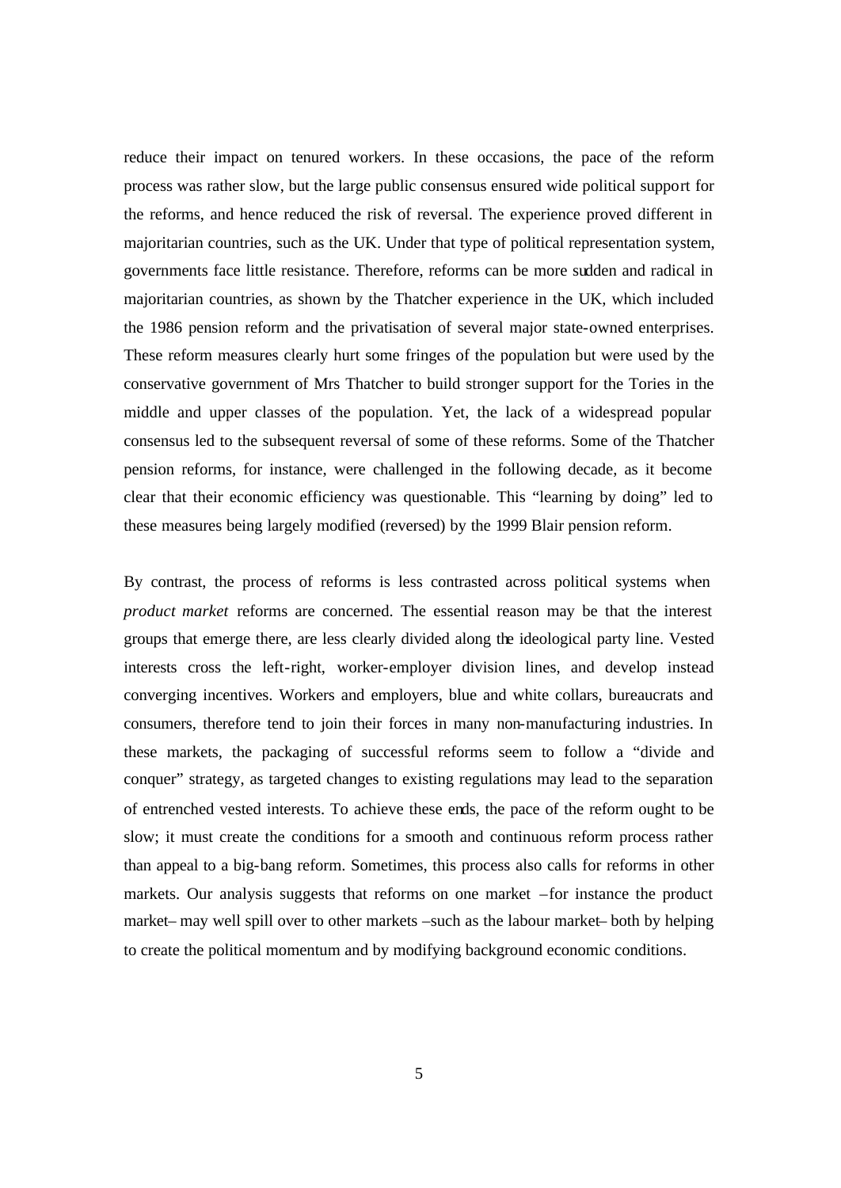reduce their impact on tenured workers. In these occasions, the pace of the reform process was rather slow, but the large public consensus ensured wide political support for the reforms, and hence reduced the risk of reversal. The experience proved different in majoritarian countries, such as the UK. Under that type of political representation system, governments face little resistance. Therefore, reforms can be more sudden and radical in majoritarian countries, as shown by the Thatcher experience in the UK, which included the 1986 pension reform and the privatisation of several major state-owned enterprises. These reform measures clearly hurt some fringes of the population but were used by the conservative government of Mrs Thatcher to build stronger support for the Tories in the middle and upper classes of the population. Yet, the lack of a widespread popular consensus led to the subsequent reversal of some of these reforms. Some of the Thatcher pension reforms, for instance, were challenged in the following decade, as it become clear that their economic efficiency was questionable. This "learning by doing" led to these measures being largely modified (reversed) by the 1999 Blair pension reform.

By contrast, the process of reforms is less contrasted across political systems when *product market* reforms are concerned. The essential reason may be that the interest groups that emerge there, are less clearly divided along the ideological party line. Vested interests cross the left-right, worker-employer division lines, and develop instead converging incentives. Workers and employers, blue and white collars, bureaucrats and consumers, therefore tend to join their forces in many non-manufacturing industries. In these markets, the packaging of successful reforms seem to follow a "divide and conquer" strategy, as targeted changes to existing regulations may lead to the separation of entrenched vested interests. To achieve these ends, the pace of the reform ought to be slow; it must create the conditions for a smooth and continuous reform process rather than appeal to a big-bang reform. Sometimes, this process also calls for reforms in other markets. Our analysis suggests that reforms on one market –for instance the product market– may well spill over to other markets –such as the labour market– both by helping to create the political momentum and by modifying background economic conditions.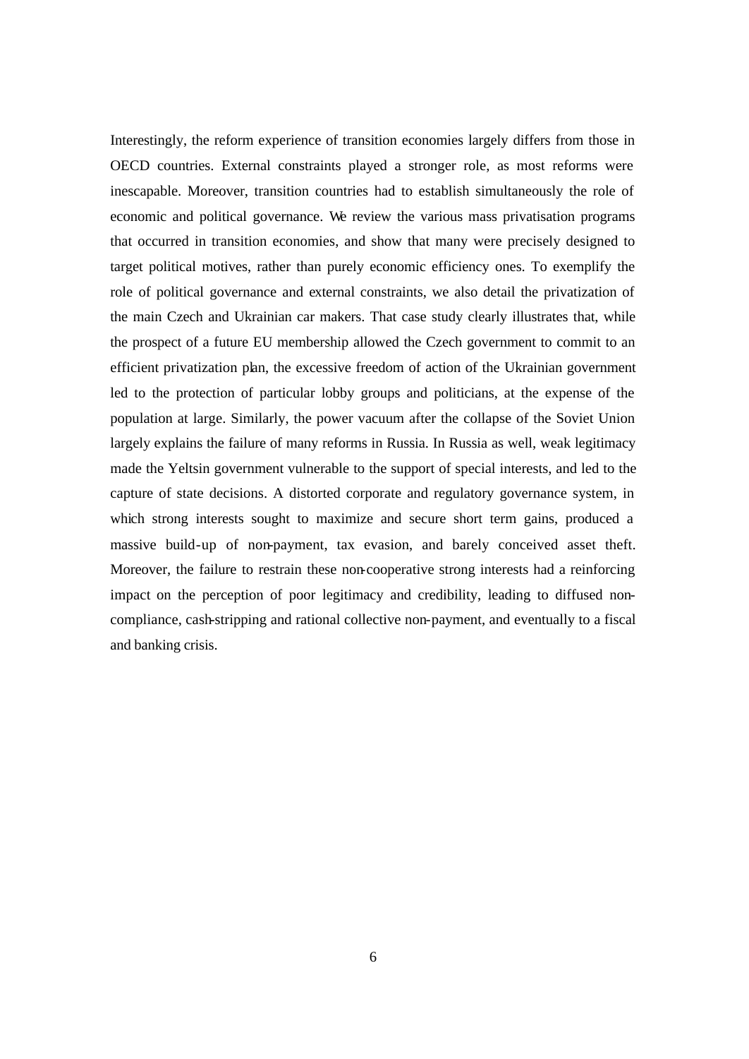Interestingly, the reform experience of transition economies largely differs from those in OECD countries. External constraints played a stronger role, as most reforms were inescapable. Moreover, transition countries had to establish simultaneously the role of economic and political governance. We review the various mass privatisation programs that occurred in transition economies, and show that many were precisely designed to target political motives, rather than purely economic efficiency ones. To exemplify the role of political governance and external constraints, we also detail the privatization of the main Czech and Ukrainian car makers. That case study clearly illustrates that, while the prospect of a future EU membership allowed the Czech government to commit to an efficient privatization plan, the excessive freedom of action of the Ukrainian government led to the protection of particular lobby groups and politicians, at the expense of the population at large. Similarly, the power vacuum after the collapse of the Soviet Union largely explains the failure of many reforms in Russia. In Russia as well, weak legitimacy made the Yeltsin government vulnerable to the support of special interests, and led to the capture of state decisions. A distorted corporate and regulatory governance system, in which strong interests sought to maximize and secure short term gains, produced a massive build-up of non-payment, tax evasion, and barely conceived asset theft. Moreover, the failure to restrain these non-cooperative strong interests had a reinforcing impact on the perception of poor legitimacy and credibility, leading to diffused non-compliance, cash-stripping and rational collective non-payment, and eventually to a fiscal and banking crisis.